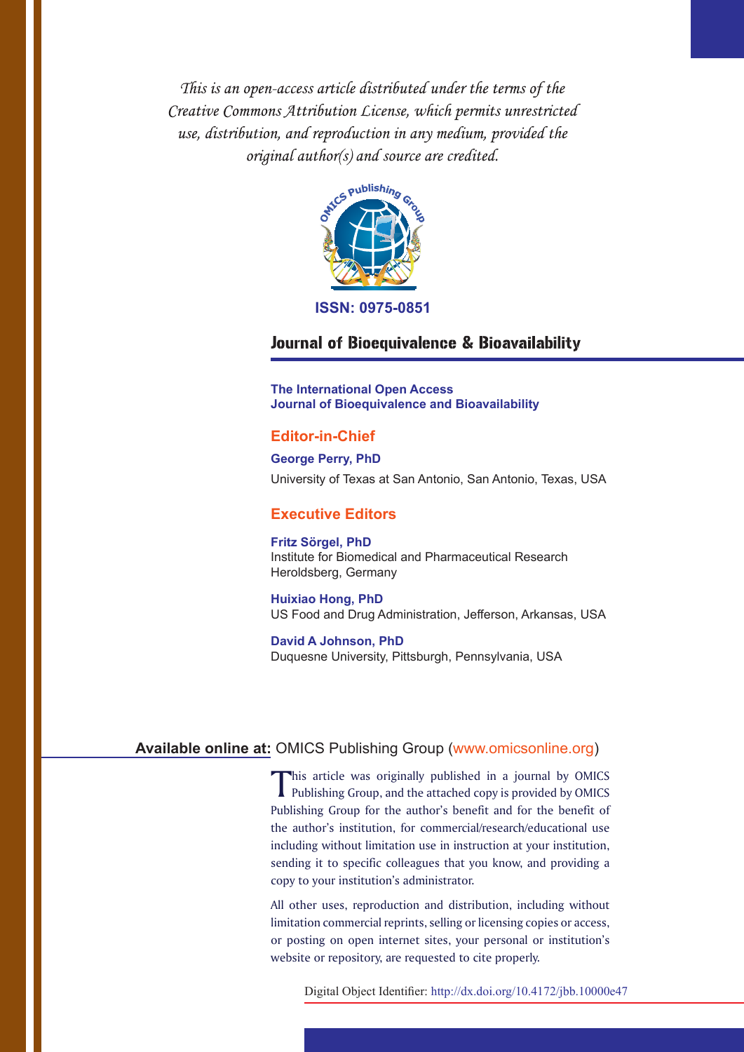*This is an open-access article distributed under the terms of the Creative Commons Attribution License, which permits unrestricted use, distribution, and reproduction in any medium, provided the original author(s) and source are credited.*

**ISSN: 0975-0851**

# Journal of Bioequivalence & Bioavailability

**The International Open Access Journal of Bioequivalence and Bioavailability**

## Editor-in-Chief

**George Perry, PhD**
University of Texas at San Antonio, San Antonio, Texas, USA

## Executive Editors

**Fritz Sörgel, PhD**
Institute for Biomedical and Pharmaceutical Research
Heroldsberg, Germany

**Huixiao Hong, PhD**
US Food and Drug Administration, Jefferson, Arkansas, USA

**David A Johnson, PhD**
Duquesne University, Pittsburgh, Pennsylvania, USA

**Available online at:** OMICS Publishing Group (www.omicsonline.org)

This article was originally published in a journal by OMICS Publishing Group, and the attached copy is provided by OMICS Publishing Group for the author's benefit and for the benefit of the author's institution, for commercial/research/educational use including without limitation use in instruction at your institution, sending it to specific colleagues that you know, and providing a copy to your institution's administrator.

All other uses, reproduction and distribution, including without limitation commercial reprints, selling or licensing copies or access, or posting on open internet sites, your personal or institution's website or repository, are requested to cite properly.

Digital Object Identifier: http://dx.doi.org/10.4172/jbb.10000e47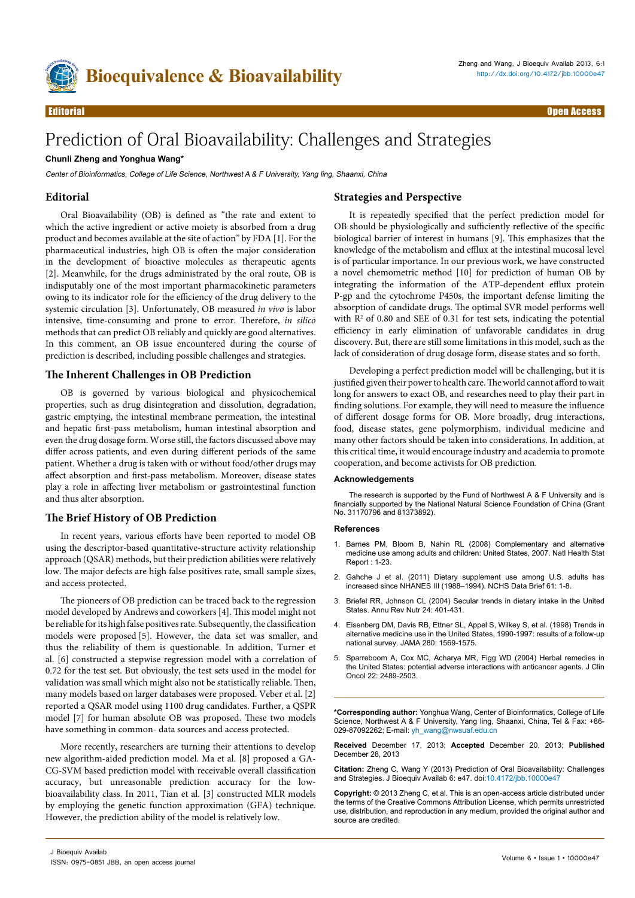# Prediction of Oral Bioavailability: Challenges and Strategies

**Chunli Zheng and Yonghua Wang***

*Center of Bioinformatics, College of Life Science, Northwest A & F University, Yang ling, Shaanxi, China*

## Editorial

Oral Bioavailability (OB) is defined as "the rate and extent to which the active ingredient or active moiety is absorbed from a drug product and becomes available at the site of action" by FDA [1]. For the pharmaceutical industries, high OB is often the major consideration in the development of bioactive molecules as therapeutic agents [2]. Meanwhile, for the drugs administrated by the oral route, OB is indisputably one of the most important pharmacokinetic parameters owing to its indicator role for the efficiency of the drug delivery to the systemic circulation [3]. Unfortunately, OB measured *in vivo* is labor intensive, time-consuming and prone to error. Therefore, *in silico* methods that can predict OB reliably and quickly are good alternatives. In this comment, an OB issue encountered during the course of prediction is described, including possible challenges and strategies.

## The Inherent Challenges in OB Prediction

OB is governed by various biological and physicochemical properties, such as drug disintegration and dissolution, degradation, gastric emptying, the intestinal membrane permeation, the intestinal and hepatic first-pass metabolism, human intestinal absorption and even the drug dosage form. Worse still, the factors discussed above may differ across patients, and even during different periods of the same patient. Whether a drug is taken with or without food/other drugs may affect absorption and first-pass metabolism. Moreover, disease states play a role in affecting liver metabolism or gastrointestinal function and thus alter absorption.

## The Brief History of OB Prediction

In recent years, various efforts have been reported to model OB using the descriptor-based quantitative-structure activity relationship approach (QSAR) methods, but their prediction abilities were relatively low. The major defects are high false positives rate, small sample sizes, and access protected.

The pioneers of OB prediction can be traced back to the regression model developed by Andrews and coworkers [4]. This model might not be reliable for its high false positives rate. Subsequently, the classification models were proposed [5]. However, the data set was smaller, and thus the reliability of them is questionable. In addition, Turner et al. [6] constructed a stepwise regression model with a correlation of 0.72 for the test set. But obviously, the test sets used in the model for validation was small which might also not be statistically reliable. Then, many models based on larger databases were proposed. Veber et al. [2] reported a QSAR model using 1100 drug candidates. Further, a QSPR model [7] for human absolute OB was proposed. These two models have something in common- data sources and access protected.

More recently, researchers are turning their attentions to develop new algorithm-aided prediction model. Ma et al. [8] proposed a GA-CG-SVM based prediction model with receivable overall classification accuracy, but unreasonable prediction accuracy for the low-bioavailability class. In 2011, Tian et al. [3] constructed MLR models by employing the genetic function approximation (GFA) technique. However, the prediction ability of the model is relatively low.

## Strategies and Perspective

It is repeatedly specified that the perfect prediction model for OB should be physiologically and sufficiently reflective of the specific biological barrier of interest in humans [9]. This emphasizes that the knowledge of the metabolism and efflux at the intestinal mucosal level is of particular importance. In our previous work, we have constructed a novel chemometric method [10] for prediction of human OB by integrating the information of the ATP-dependent efflux protein P-gp and the cytochrome P450s, the important defense limiting the absorption of candidate drugs. The optimal SVR model performs well with $R^2$ of 0.80 and SEE of 0.31 for test sets, indicating the potential efficiency in early elimination of unfavorable candidates in drug discovery. But, there are still some limitations in this model, such as the lack of consideration of drug dosage form, disease states and so forth.

Developing a perfect prediction model will be challenging, but it is justified given their power to health care. The world cannot afford to wait long for answers to exact OB, and researches need to play their part in finding solutions. For example, they will need to measure the influence of different dosage forms for OB. More broadly, drug interactions, food, disease states, gene polymorphism, individual medicine and many other factors should be taken into considerations. In addition, at this critical time, it would encourage industry and academia to promote cooperation, and become activists for OB prediction.

### Acknowledgements

The research is supported by the Fund of Northwest A & F University and is financially supported by the National Natural Science Foundation of China (Grant No. 31170796 and 81373892).

### References

1. Barnes PM, Bloom B, Nahin RL (2008) Complementary and alternative medicine use among adults and children: United States, 2007. Natl Health Stat Report : 1-23.
2. Gahche J et al. (2011) Dietary supplement use among U.S. adults has increased since NHANES III (1988–1994). NCHS Data Brief 61: 1-8.
3. Briefel RR, Johnson CL (2004) Secular trends in dietary intake in the United States. Annu Rev Nutr 24: 401-431.
4. Eisenberg DM, Davis RB, Ettner SL, Appel S, Wilkey S, et al. (1998) Trends in alternative medicine use in the United States, 1990-1997: results of a follow-up national survey. JAMA 280: 1569-1575.
5. Sparreboom A, Cox MC, Acharya MR, Figg WD (2004) Herbal remedies in the United States: potential adverse interactions with anticancer agents. J Clin Oncol 22: 2489-2503.

**\*Corresponding author:** Yonghua Wang, Center of Bioinformatics, College of Life Science, Northwest A & F University, Yang ling, Shaanxi, China, Tel & Fax: +86-029-87092262; E-mail: yh_wang@nwsuaf.edu.cn

**Received** December 17, 2013; **Accepted** December 20, 2013; **Published** December 28, 2013

**Citation:** Zheng C, Wang Y (2013) Prediction of Oral Bioavailability: Challenges and Strategies. J Bioequiv Availab 6: e47. doi:10.4172/jbb.10000e47

**Copyright:** © 2013 Zheng C, et al. This is an open-access article distributed under the terms of the Creative Commons Attribution License, which permits unrestricted use, distribution, and reproduction in any medium, provided the original author and source are credited.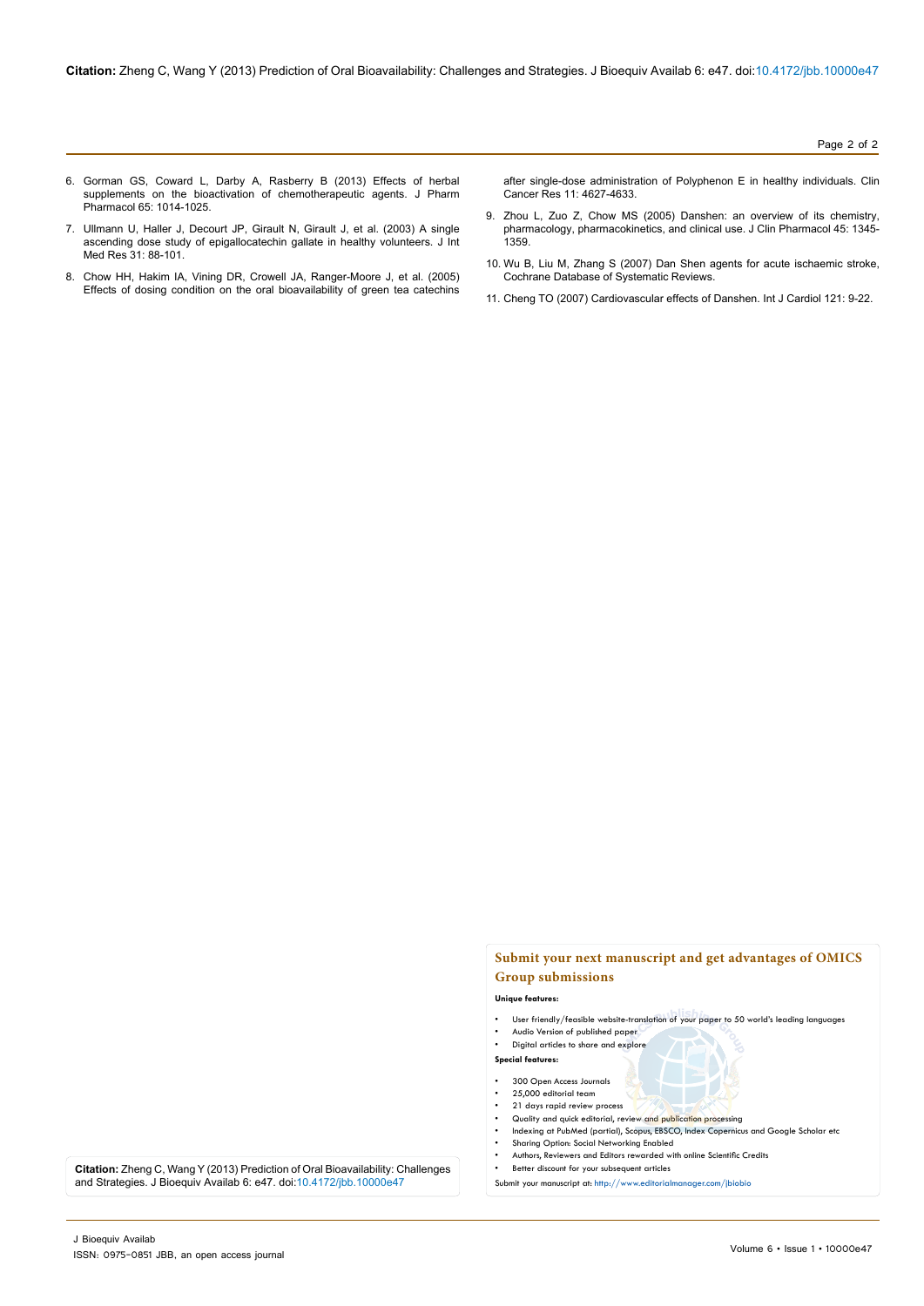6. Gorman GS, Coward L, Darby A, Rasberry B (2013) Effects of herbal supplements on the bioactivation of chemotherapeutic agents. J Pharm Pharmacol 65: 1014-1025.
7. Ullmann U, Haller J, Decourt JP, Girault N, Girault J, et al. (2003) A single ascending dose study of epigallocatechin gallate in healthy volunteers. J Int Med Res 31: 88-101.
8. Chow HH, Hakim IA, Vining DR, Crowell JA, Ranger-Moore J, et al. (2005) Effects of dosing condition on the oral bioavailability of green tea catechins after single-dose administration of Polyphenon E in healthy individuals. Clin Cancer Res 11: 4627-4633.
9. Zhou L, Zuo Z, Chow MS (2005) Danshen: an overview of its chemistry, pharmacology, pharmacokinetics, and clinical use. J Clin Pharmacol 45: 1345-1359.
10. Wu B, Liu M, Zhang S (2007) Dan Shen agents for acute ischaemic stroke, Cochrane Database of Systematic Reviews.
11. Cheng TO (2007) Cardiovascular effects of Danshen. Int J Cardiol 121: 9-22.

**Citation:** Zheng C, Wang Y (2013) Prediction of Oral Bioavailability: Challenges and Strategies. J Bioequiv Availab 6: e47. doi:10.4172/jbb.10000e47

## Submit your next manuscript and get advantages of OMICS Group submissions

**Unique features:**

- User friendly/feasible website-translation of your paper to 50 world's leading languages
- Audio Version of published paper
- Digital articles to share and explore

**Special features:**

- 300 Open Access Journals
- 25,000 editorial team
- 21 days rapid review process
- Quality and quick editorial, review and publication processing
- Indexing at PubMed (partial), Scopus, EBSCO, Index Copernicus and Google Scholar etc
- Sharing Option: Social Networking Enabled
- Authors, Reviewers and Editors rewarded with online Scientific Credits
- Better discount for your subsequent articles

Submit your manuscript at: http://www.editorialmanager.com/jbiobio